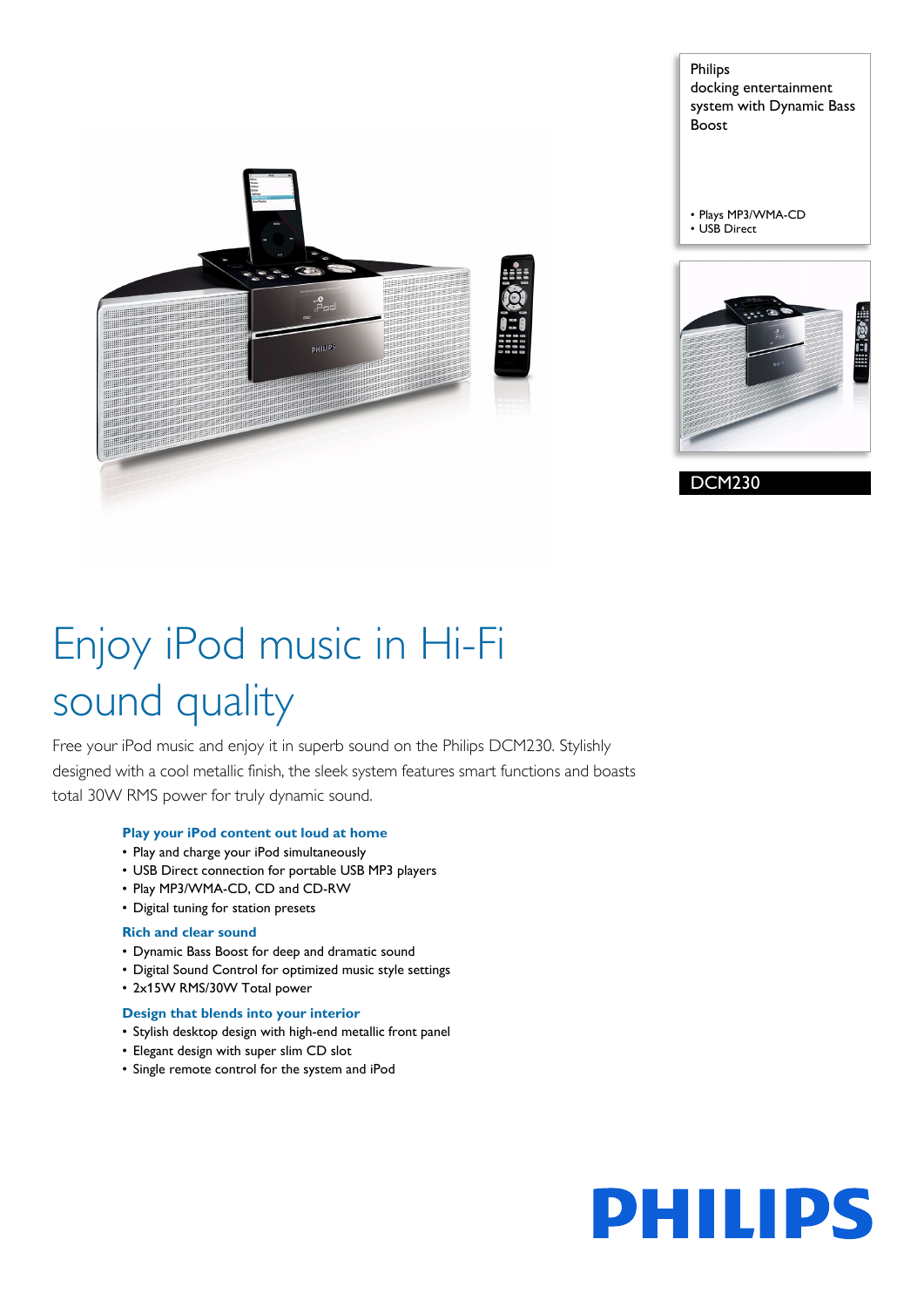Philips
docking entertainment system with Dynamic Bass Boost

- Plays MP3/WMA-CD
- USB Direct

DCM230

# Enjoy iPod music in Hi-Fi sound quality

Free your iPod music and enjoy it in superb sound on the Philips DCM230. Stylishly designed with a cool metallic finish, the sleek system features smart functions and boasts total 30W RMS power for truly dynamic sound.

### Play your iPod content out loud at home

- Play and charge your iPod simultaneously
- USB Direct connection for portable USB MP3 players
- Play MP3/WMA-CD, CD and CD-RW
- Digital tuning for station presets

### Rich and clear sound

- Dynamic Bass Boost for deep and dramatic sound
- Digital Sound Control for optimized music style settings
- 2x15W RMS/30W Total power

### Design that blends into your interior

- Stylish desktop design with high-end metallic front panel
- Elegant design with super slim CD slot
- Single remote control for the system and iPod

PHILIPS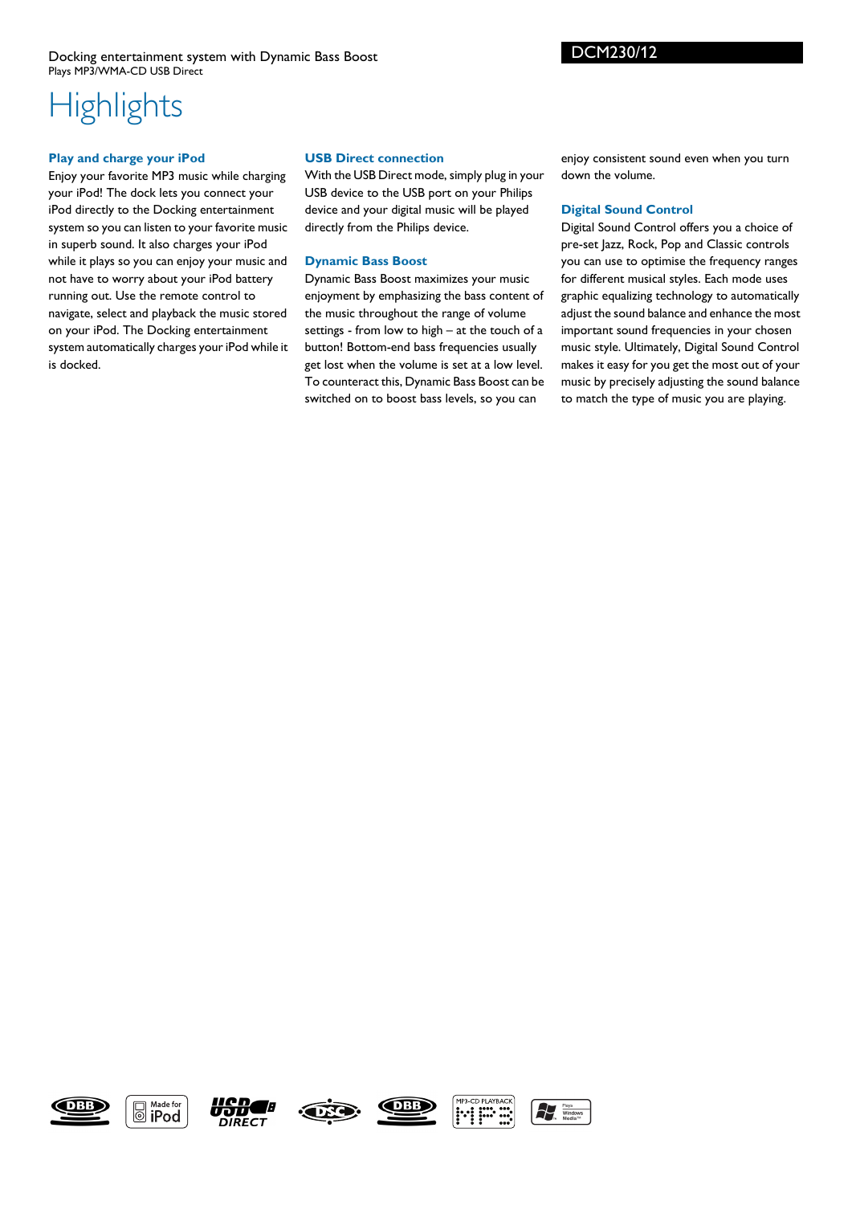Docking entertainment system with Dynamic Bass Boost
Plays MP3/WMA-CD USB Direct

DCM230/12

# Highlights

### Play and charge your iPod

Enjoy your favorite MP3 music while charging your iPod! The dock lets you connect your iPod directly to the Docking entertainment system so you can listen to your favorite music in superb sound. It also charges your iPod while it plays so you can enjoy your music and not have to worry about your iPod battery running out. Use the remote control to navigate, select and playback the music stored on your iPod. The Docking entertainment system automatically charges your iPod while it is docked.

### USB Direct connection

With the USB Direct mode, simply plug in your USB device to the USB port on your Philips device and your digital music will be played directly from the Philips device.

### Dynamic Bass Boost

Dynamic Bass Boost maximizes your music enjoyment by emphasizing the bass content of the music throughout the range of volume settings - from low to high – at the touch of a button! Bottom-end bass frequencies usually get lost when the volume is set at a low level. To counteract this, Dynamic Bass Boost can be switched on to boost bass levels, so you can enjoy consistent sound even when you turn down the volume.

### Digital Sound Control

Digital Sound Control offers you a choice of pre-set Jazz, Rock, Pop and Classic controls you can use to optimise the frequency ranges for different musical styles. Each mode uses graphic equalizing technology to automatically adjust the sound balance and enhance the most important sound frequencies in your chosen music style. Ultimately, Digital Sound Control makes it easy for you get the most out of your music by precisely adjusting the sound balance to match the type of music you are playing.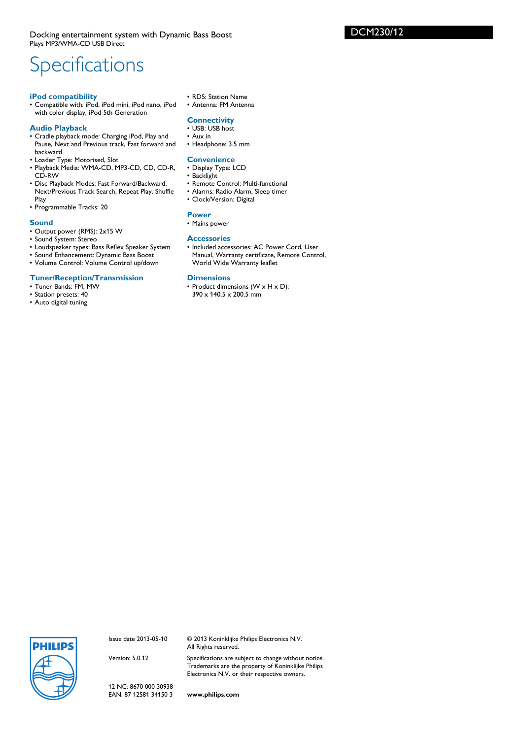Docking entertainment system with Dynamic Bass Boost
Plays MP3/WMA-CD USB Direct

DCM230/12

# Specifications

## iPod compatibility
- Compatible with: iPod, iPod mini, iPod nano, iPod with color display, iPod 5th Generation

## Audio Playback
- Cradle playback mode: Charging iPod, Play and Pause, Next and Previous track, Fast forward and backward
- Loader Type: Motorised, Slot
- Playback Media: WMA-CD, MP3-CD, CD, CD-R, CD-RW
- Disc Playback Modes: Fast Forward/Backward, Next/Previous Track Search, Repeat Play, Shuffle Play
- Programmable Tracks: 20

## Sound
- Output power (RMS): 2x15 W
- Sound System: Stereo
- Loudspeaker types: Bass Reflex Speaker System
- Sound Enhancement: Dynamic Bass Boost
- Volume Control: Volume Control up/down

## Tuner/Reception/Transmission
- Tuner Bands: FM, MW
- Station presets: 40
- Auto digital tuning
- RDS: Station Name
- Antenna: FM Antenna

## Connectivity
- USB: USB host
- Aux in
- Headphone: 3.5 mm

## Convenience
- Display Type: LCD
- Backlight
- Remote Control: Multi-functional
- Alarms: Radio Alarm, Sleep timer
- Clock/Version: Digital

## Power
- Mains power

## Accessories
- Included accessories: AC Power Cord, User Manual, Warranty certificate, Remote Control, World Wide Warranty leaflet

## Dimensions
- Product dimensions (W x H x D): 390 x 140.5 x 200.5 mm

Issue date 2013-05-10

Version: 5.0.12

12 NC: 8670 000 30938
EAN: 87 12581 34150 3

© 2013 Koninklijke Philips Electronics N.V.
All Rights reserved.

Specifications are subject to change without notice. Trademarks are the property of Koninklijke Philips Electronics N.V. or their respective owners.

**www.philips.com**